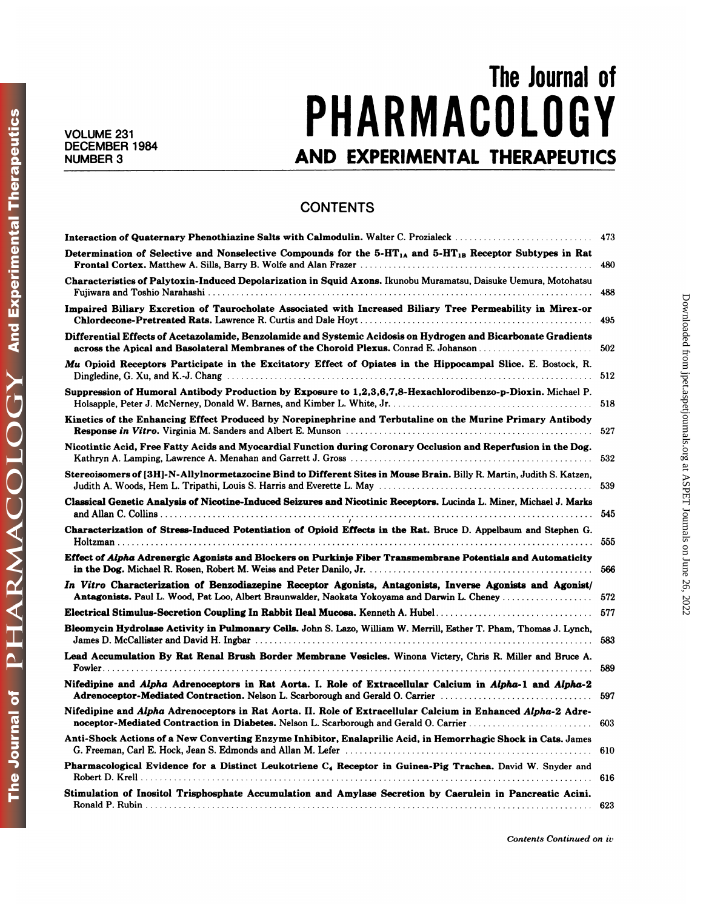# The Journal of PHARMACOLOGY AND EXPERIMENTAL THERAPEUTICS

VOLUME 231
DECEMBER 1984
NUMBER 3

## CONTENTS

**Interaction of Quaternary Phenothiazine Salts with Calmodulin.** Walter C. Prozialeck ..... 473

**Determination of Selective and Nonselective Compounds for the 5-$HT_{1A}$ and 5-$HT_{1B}$ Receptor Subtypes in Rat Frontal Cortex.** Matthew A. Sills, Barry B. Wolfe and Alan Frazer ..... 480

**Characteristics of Palytoxin-Induced Depolarization in Squid Axons.** Ikunobu Muramatsu, Daisuke Uemura, Motohatsu Fujiwara and Toshio Narahashi ..... 488

**Impaired Biliary Excretion of Taurocholate Associated with Increased Biliary Tree Permeability in Mirex-or Chlordecone-Pretreated Rats.** Lawrence R. Curtis and Dale Hoyt ..... 495

**Differential Effects of Acetazolamide, Benzolamide and Systemic Acidosis on Hydrogen and Bicarbonate Gradients across the Apical and Basolateral Membranes of the Choroid Plexus.** Conrad E. Johanson ..... 502

***Mu* Opioid Receptors Participate in the Excitatory Effect of Opiates in the Hippocampal Slice.** E. Bostock, R. Dingledine, G. Xu, and K.-J. Chang ..... 512

**Suppression of Humoral Antibody Production by Exposure to 1,2,3,6,7,8-Hexachlorodibenzo-p-Dioxin.** Michael P. Holsapple, Peter J. McNerney, Donald W. Barnes, and Kimber L. White, Jr. ..... 518

**Kinetics of the Enhancing Effect Produced by Norepinephrine and Terbutaline on the Murine Primary Antibody Response *in Vitro*.** Virginia M. Sanders and Albert E. Munson ..... 527

**Nicotintic Acid, Free Fatty Acids and Myocardial Function during Coronary Occlusion and Reperfusion in the Dog.** Kathryn A. Lamping, Lawrence A. Menahan and Garrett J. Gross ..... 532

**Stereoisomers of [3H]-N-Allylnormetazocine Bind to Different Sites in Mouse Brain.** Billy R. Martin, Judith S. Katzen, Judith A. Woods, Hem L. Tripathi, Louis S. Harris and Everette L. May ..... 539

**Classical Genetic Analysis of Nicotine-Induced Seizures and Nicotinic Receptors.** Lucinda L. Miner, Michael J. Marks and Allan C. Collins ..... 545

**Characterization of Stress-Induced Potentiation of Opioid Effects in the Rat.** Bruce D. Appelbaum and Stephen G. Holtzman ..... 555

**Effect of *Alpha* Adrenergic Agonists and Blockers on Purkinje Fiber Transmembrane Potentials and Automaticity in the Dog.** Michael R. Rosen, Robert M. Weiss and Peter Danilo, Jr. ..... 566

***In Vitro* Characterization of Benzodiazepine Receptor Agonists, Antagonists, Inverse Agonists and Agonist/Antagonists.** Paul L. Wood, Pat Loo, Albert Braunwalder, Naokata Yokoyama and Darwin L. Cheney ..... 572

**Electrical Stimulus-Secretion Coupling In Rabbit Ileal Mucosa.** Kenneth A. Hubel ..... 577

**Bleomycin Hydrolase Activity in Pulmonary Cells.** John S. Lazo, William W. Merrill, Esther T. Pham, Thomas J. Lynch, James D. McCallister and David H. Ingbar ..... 583

**Lead Accumulation By Rat Renal Brush Border Membrane Vesicles.** Winona Victery, Chris R. Miller and Bruce A. Fowler ..... 589

**Nifedipine and *Alpha* Adrenoceptors in Rat Aorta. I. Role of Extracellular Calcium in *Alpha*-1 and *Alpha*-2 Adrenoceptor-Mediated Contraction.** Nelson L. Scarborough and Gerald O. Carrier ..... 597

**Nifedipine and *Alpha* Adrenoceptors in Rat Aorta. II. Role of Extracellular Calcium in Enhanced *Alpha*-2 Adrenoceptor-Mediated Contraction in Diabetes.** Nelson L. Scarborough and Gerald O. Carrier ..... 603

**Anti-Shock Actions of a New Converting Enzyme Inhibitor, Enalaprilic Acid, in Hemorrhagic Shock in Cats.** James G. Freeman, Carl E. Hock, Jean S. Edmonds and Allan M. Lefer ..... 610

**Pharmacological Evidence for a Distinct Leukotriene $C_4$ Receptor in Guinea-Pig Trachea.** David W. Snyder and Robert D. Krell ..... 616

**Stimulation of Inositol Trisphosphate Accumulation and Amylase Secretion by Caerulein in Pancreatic Acini.** Ronald P. Rubin ..... 623

*Contents Continued on iv*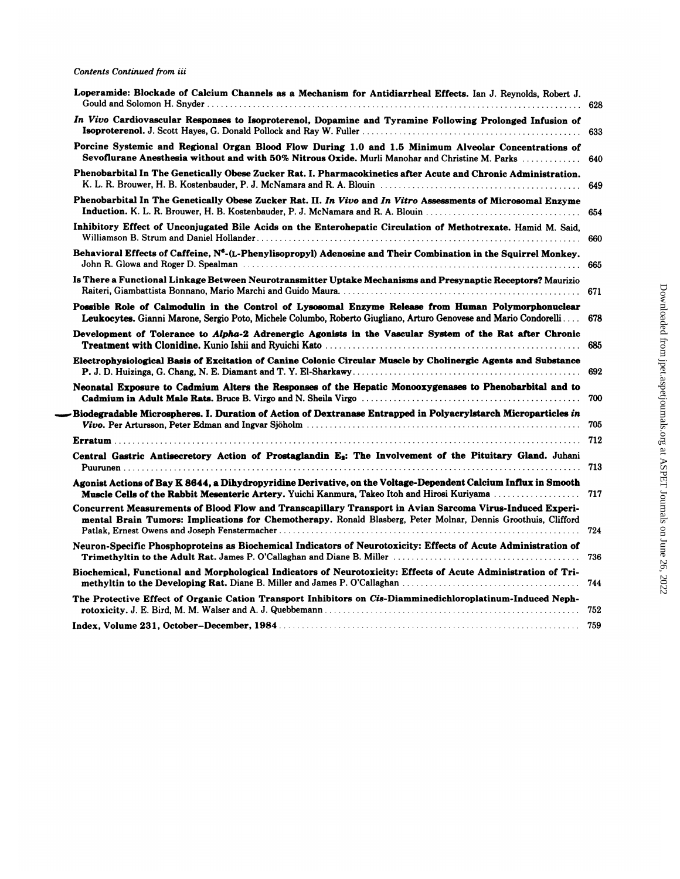*Contents Continued from iii*

**Loperamide: Blockade of Calcium Channels as a Mechanism for Antidiarrheal Effects.** Ian J. Reynolds, Robert J. Gould and Solomon H. Snyder ........ 628

***In Vivo* Cardiovascular Responses to Isoproterenol, Dopamine and Tyramine Following Prolonged Infusion of Isoproterenol.** J. Scott Hayes, G. Donald Pollock and Ray W. Fuller ........ 633

**Porcine Systemic and Regional Organ Blood Flow During 1.0 and 1.5 Minimum Alveolar Concentrations of Sevoflurane Anesthesia without and with 50% Nitrous Oxide.** Murli Manohar and Christine M. Parks ........ 640

**Phenobarbital In The Genetically Obese Zucker Rat. I. Pharmacokinetics after Acute and Chronic Administration.** K. L. R. Brouwer, H. B. Kostenbauder, P. J. McNamara and R. A. Blouin ........ 649

**Phenobarbital In The Genetically Obese Zucker Rat. II. *In Vivo* and *In Vitro* Assessments of Microsomal Enzyme Induction.** K. L. R. Brouwer, H. B. Kostenbauder, P. J. McNamara and R. A. Blouin ........ 654

**Inhibitory Effect of Unconjugated Bile Acids on the Enterohepatic Circulation of Methotrexate.** Hamid M. Said, Williamson B. Strum and Daniel Hollander ........ 660

**Behavioral Effects of Caffeine, $N^6$-(L-Phenylisopropyl) Adenosine and Their Combination in the Squirrel Monkey.** John R. Glowa and Roger D. Spealman ........ 665

**Is There a Functional Linkage Between Neurotransmitter Uptake Mechanisms and Presynaptic Receptors?** Maurizio Raiteri, Giambattista Bonnano, Mario Marchi and Guido Maura ........ 671

**Possible Role of Calmodulin in the Control of Lysosomal Enzyme Release from Human Polymorphonuclear Leukocytes.** Gianni Marone, Sergio Poto, Michele Columbo, Roberto Giugliano, Arturo Genovese and Mario Condorelli ........ 678

**Development of Tolerance to *Alpha*-2 Adrenergic Agonists in the Vascular System of the Rat after Chronic Treatment with Clonidine.** Kunio Ishii and Ryuichi Kato ........ 685

**Electrophysiological Basis of Excitation of Canine Colonic Circular Muscle by Cholinergic Agents and Substance P.** J. D. Huizinga, G. Chang, N. E. Diamant and T. Y. El-Sharkawy ........ 692

**Neonatal Exposure to Cadmium Alters the Responses of the Hepatic Monooxygenases to Phenobarbital and to Cadmium in Adult Male Rats.** Bruce B. Virgo and N. Sheila Virgo ........ 700

**Biodegradable Microspheres. I. Duration of Action of Dextranase Entrapped in Polyacrylstarch Microparticles *in Vivo*.** Per Artursson, Peter Edman and Ingvar Sjöholm ........ 705

**Erratum** ........ 712

**Central Gastric Antisecretory Action of Prostaglandin $E_2$: The Involvement of the Pituitary Gland.** Juhani Puurunen ........ 713

**Agonist Actions of Bay K 8644, a Dihydropyridine Derivative, on the Voltage-Dependent Calcium Influx in Smooth Muscle Cells of the Rabbit Mesenteric Artery.** Yuichi Kanmura, Takeo Itoh and Hirosi Kuriyama ........ 717

**Concurrent Measurements of Blood Flow and Transcapillary Transport in Avian Sarcoma Virus-Induced Experimental Brain Tumors: Implications for Chemotherapy.** Ronald Blasberg, Peter Molnar, Dennis Groothuis, Clifford Patlak, Ernest Owens and Joseph Fenstermacher ........ 724

**Neuron-Specific Phosphoproteins as Biochemical Indicators of Neurotoxicity: Effects of Acute Administration of Trimethyltin to the Adult Rat.** James P. O'Callaghan and Diane B. Miller ........ 736

**Biochemical, Functional and Morphological Indicators of Neurotoxicity: Effects of Acute Administration of Trimethyltin to the Developing Rat.** Diane B. Miller and James P. O'Callaghan ........ 744

**The Protective Effect of Organic Cation Transport Inhibitors on *Cis*-Diamminedichloroplatinum-Induced Nephrotoxicity.** J. E. Bird, M. M. Walser and A. J. Quebbemann ........ 752

**Index, Volume 231, October–December, 1984** ........ 759